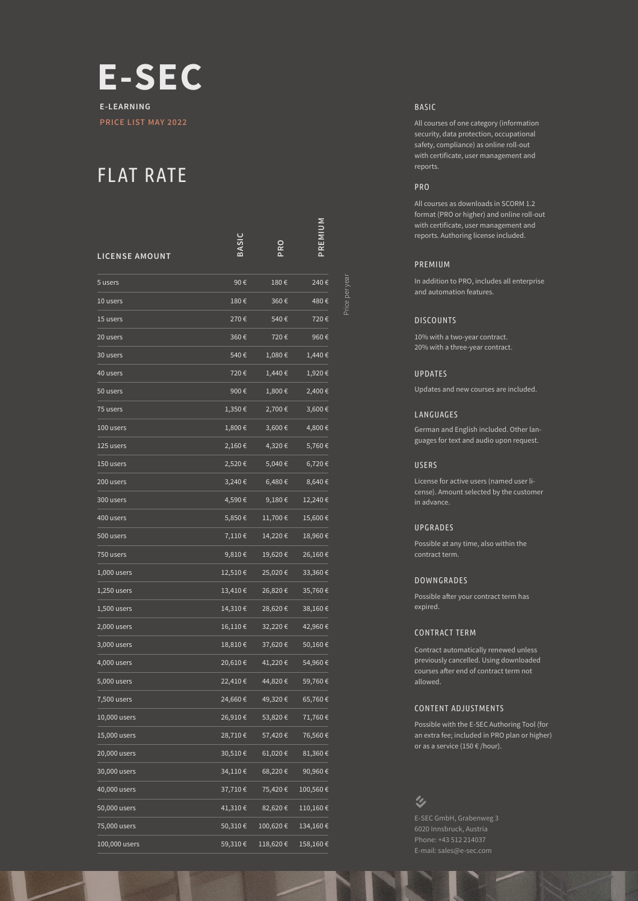# E-SEC

**E-LEARNING**

**PRICE LIST MAY 2022**

## FLAT RATE

| LICENSE AMOUNT | BASIC | PRO | PREMIUM |
|---|---|---|---|
| 5 users | 90 € | 180 € | 240 € |
| 10 users | 180 € | 360 € | 480 € |
| 15 users | 270 € | 540 € | 720 € |
| 20 users | 360 € | 720 € | 960 € |
| 30 users | 540 € | 1,080 € | 1,440 € |
| 40 users | 720 € | 1,440 € | 1,920 € |
| 50 users | 900 € | 1,800 € | 2,400 € |
| 75 users | 1,350 € | 2,700 € | 3,600 € |
| 100 users | 1,800 € | 3,600 € | 4,800 € |
| 125 users | 2,160 € | 4,320 € | 5,760 € |
| 150 users | 2,520 € | 5,040 € | 6,720 € |
| 200 users | 3,240 € | 6,480 € | 8,640 € |
| 300 users | 4,590 € | 9,180 € | 12,240 € |
| 400 users | 5,850 € | 11,700 € | 15,600 € |
| 500 users | 7,110 € | 14,220 € | 18,960 € |
| 750 users | 9,810 € | 19,620 € | 26,160 € |
| 1,000 users | 12,510 € | 25,020 € | 33,360 € |
| 1,250 users | 13,410 € | 26,820 € | 35,760 € |
| 1,500 users | 14,310 € | 28,620 € | 38,160 € |
| 2,000 users | 16,110 € | 32,220 € | 42,960 € |
| 3,000 users | 18,810 € | 37,620 € | 50,160 € |
| 4,000 users | 20,610 € | 41,220 € | 54,960 € |
| 5,000 users | 22,410 € | 44,820 € | 59,760 € |
| 7,500 users | 24,660 € | 49,320 € | 65,760 € |
| 10,000 users | 26,910 € | 53,820 € | 71,760 € |
| 15,000 users | 28,710 € | 57,420 € | 76,560 € |
| 20,000 users | 30,510 € | 61,020 € | 81,360 € |
| 30,000 users | 34,110 € | 68,220 € | 90,960 € |
| 40,000 users | 37,710 € | 75,420 € | 100,560 € |
| 50,000 users | 41,310 € | 82,620 € | 110,160 € |
| 75,000 users | 50,310 € | 100,620 € | 134,160 € |
| 100,000 users | 59,310 € | 118,620 € | 158,160 € |

Price per year

### BASIC

All courses of one category (information security, data protection, occupational safety, compliance) as online roll-out with certificate, user management and reports.

### PRO

All courses as downloads in SCORM 1.2 format (PRO or higher) and online roll-out with certificate, user management and reports. Authoring license included.

### PREMIUM

In addition to PRO, includes all enterprise and automation features.

### DISCOUNTS

10% with a two-year contract.
20% with a three-year contract.

### UPDATES

Updates and new courses are included.

### LANGUAGES

German and English included. Other languages for text and audio upon request.

### USERS

License for active users (named user license). Amount selected by the customer in advance.

### UPGRADES

Possible at any time, also within the contract term.

### DOWNGRADES

Possible after your contract term has expired.

### CONTRACT TERM

Contract automatically renewed unless previously cancelled. Using downloaded courses after end of contract term not allowed.

### CONTENT ADJUSTMENTS

Possible with the E-SEC Authoring Tool (for an extra fee; included in PRO plan or higher) or as a service (150 € /hour).

E-SEC GmbH, Grabenweg 3
6020 Innsbruck, Austria
Phone: +43 512 214037
E-mail: sales@e-sec.com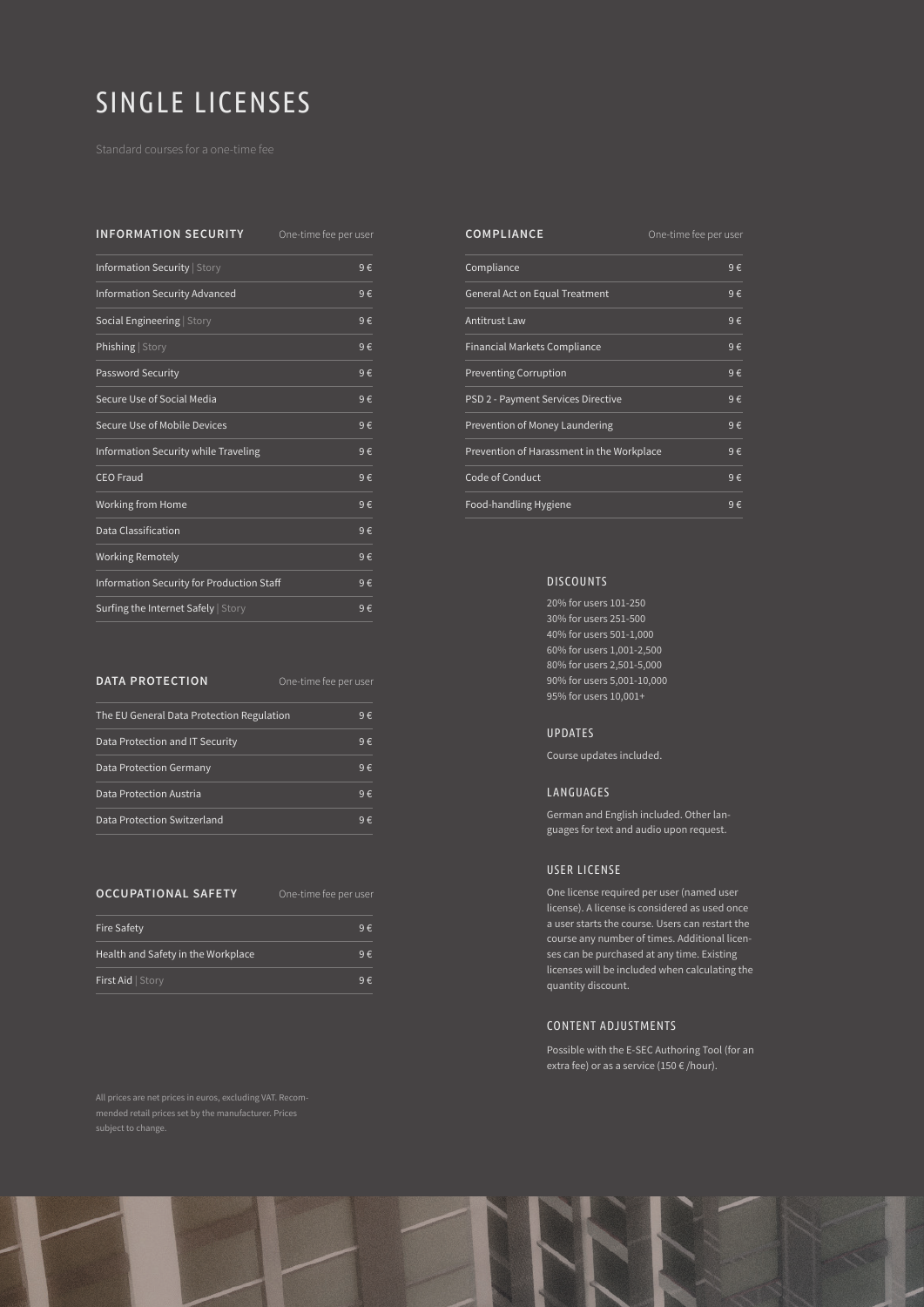# SINGLE LICENSES

Standard courses for a one-time fee

| INFORMATION SECURITY | One-time fee per user |
| --- | --- |
| Information Security \| Story | 9 € |
| Information Security Advanced | 9 € |
| Social Engineering \| Story | 9 € |
| Phishing \| Story | 9 € |
| Password Security | 9 € |
| Secure Use of Social Media | 9 € |
| Secure Use of Mobile Devices | 9 € |
| Information Security while Traveling | 9 € |
| CEO Fraud | 9 € |
| Working from Home | 9 € |
| Data Classification | 9 € |
| Working Remotely | 9 € |
| Information Security for Production Staff | 9 € |
| Surfing the Internet Safely \| Story | 9 € |

| DATA PROTECTION | One-time fee per user |
| --- | --- |
| The EU General Data Protection Regulation | 9 € |
| Data Protection and IT Security | 9 € |
| Data Protection Germany | 9 € |
| Data Protection Austria | 9 € |
| Data Protection Switzerland | 9 € |

| OCCUPATIONAL SAFETY | One-time fee per user |
| --- | --- |
| Fire Safety | 9 € |
| Health and Safety in the Workplace | 9 € |
| First Aid \| Story | 9 € |

| COMPLIANCE | One-time fee per user |
| --- | --- |
| Compliance | 9 € |
| General Act on Equal Treatment | 9 € |
| Antitrust Law | 9 € |
| Financial Markets Compliance | 9 € |
| Preventing Corruption | 9 € |
| PSD 2 - Payment Services Directive | 9 € |
| Prevention of Money Laundering | 9 € |
| Prevention of Harassment in the Workplace | 9 € |
| Code of Conduct | 9 € |
| Food-handling Hygiene | 9 € |

## DISCOUNTS

20% for users 101-250
30% for users 251-500
40% for users 501-1,000
60% for users 1,001-2,500
80% for users 2,501-5,000
90% for users 5,001-10,000
95% for users 10,001+

## UPDATES

Course updates included.

## LANGUAGES

German and English included. Other languages for text and audio upon request.

## USER LICENSE

One license required per user (named user license). A license is considered as used once a user starts the course. Users can restart the course any number of times. Additional licenses can be purchased at any time. Existing licenses will be included when calculating the quantity discount.

## CONTENT ADJUSTMENTS

Possible with the E-SEC Authoring Tool (for an extra fee) or as a service (150 € /hour).

All prices are net prices in euros, excluding VAT. Recommended retail prices set by the manufacturer. Prices subject to change.